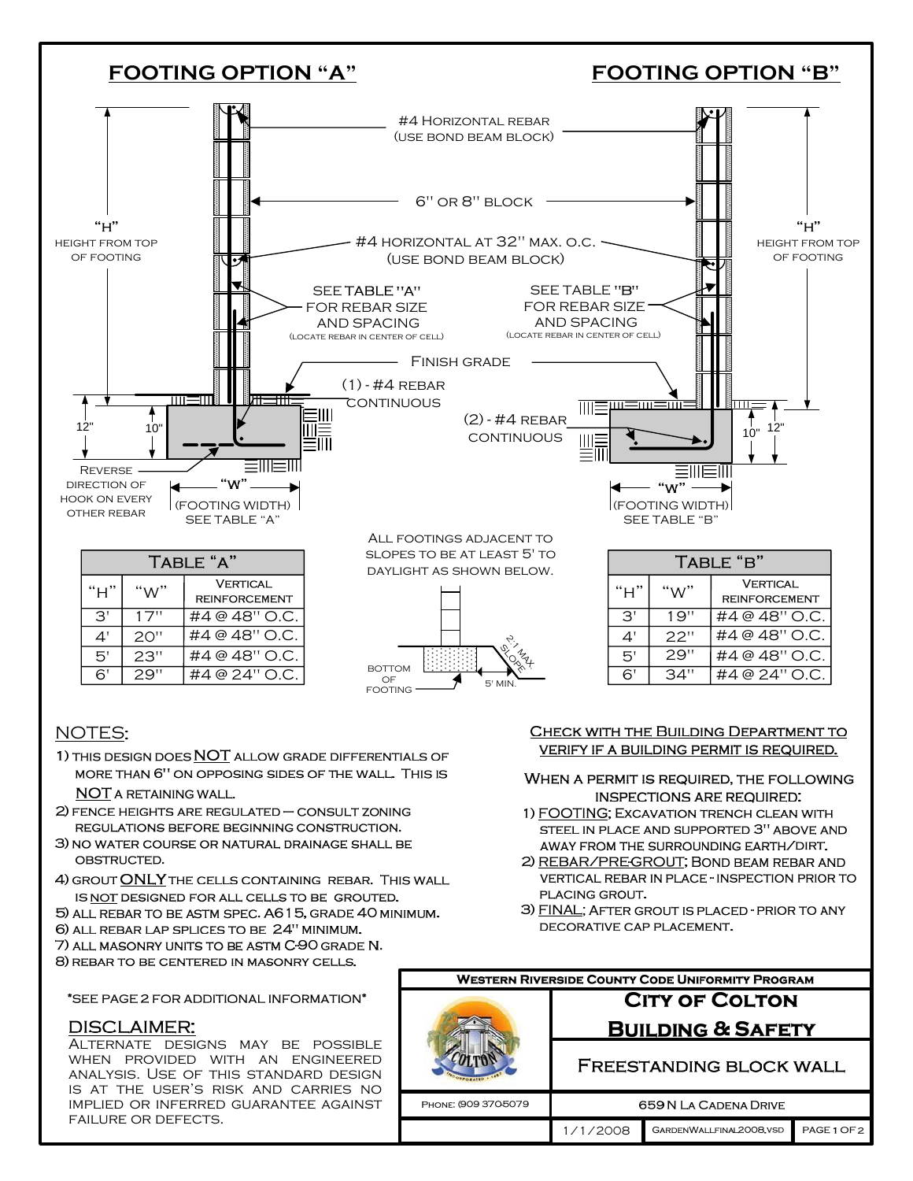## FOOTING OPTION "A"

## FOOTING OPTION "B"

#4 Horizontal rebar (use bond beam block)

6" or 8" block

"H" height from top of footing

#4 horizontal at 32" max. o.c. (use bond beam block)

See Table "A" for rebar size and spacing (locate rebar in center of cell)

See Table "B" for rebar size and spacing (locate rebar in center of cell)

Finish grade

(1) - #4 rebar continuous

(2) - #4 rebar continuous

12" 10"

Reverse direction of hook on every other rebar

"W" (footing width) see Table "A"

"W" (footing width) see Table "B"

All footings adjacent to slopes to be at least 5' to daylight as shown below.

2:1 max slope

Bottom of footing

5' min.

| Table "A" | | |
|---|---|---|
| "H" | "W" | Vertical reinforcement |
| 3' | 17" | #4 @ 48" O.C. |
| 4' | 20" | #4 @ 48" O.C. |
| 5' | 23" | #4 @ 48" O.C. |
| 6' | 29" | #4 @ 24" O.C. |

| Table "B" | | |
|---|---|---|
| "H" | "W" | Vertical reinforcement |
| 3' | 19" | #4 @ 48" O.C. |
| 4' | 22" | #4 @ 48" O.C. |
| 5' | 29" | #4 @ 48" O.C. |
| 6' | 34" | #4 @ 24" O.C. |

## NOTES:

1) This design does NOT allow grade differentials of more than 6" on opposing sides of the wall. This is NOT a retaining wall.
2) Fence heights are regulated – consult zoning regulations before beginning construction.
3) No water course or natural drainage shall be obstructed.
4) Grout ONLY the cells containing rebar. This wall is not designed for all cells to be grouted.
5) All rebar to be ASTM spec. A615, grade 40 minimum.
6) All rebar lap splices to be 24" minimum.
7) All masonry units to be ASTM C-90 grade N.
8) Rebar to be centered in masonry cells.

\*See page 2 for additional information\*

## DISCLAIMER:

Alternate designs may be possible when provided with an engineered analysis. Use of this standard design is at the user's risk and carries no implied or inferred guarantee against failure or defects.

**Check with the Building Department to verify if a building permit is required.**

When a permit is required, the following inspections are required:

1) FOOTING; Excavation trench clean with steel in place and supported 3" above and away from the surrounding earth/dirt.
2) REBAR/PRE-GROUT; Bond beam rebar and vertical rebar in place - inspection prior to placing grout.
3) FINAL; After grout is placed - prior to any decorative cap placement.

**Western Riverside County Code Uniformity Program**

**City of Colton**

**Building & Safety**

Freestanding block wall

Phone: (909 370-5079

659 N La Cadena Drive

1/1/2008 | GardenWallfinal2008.vsd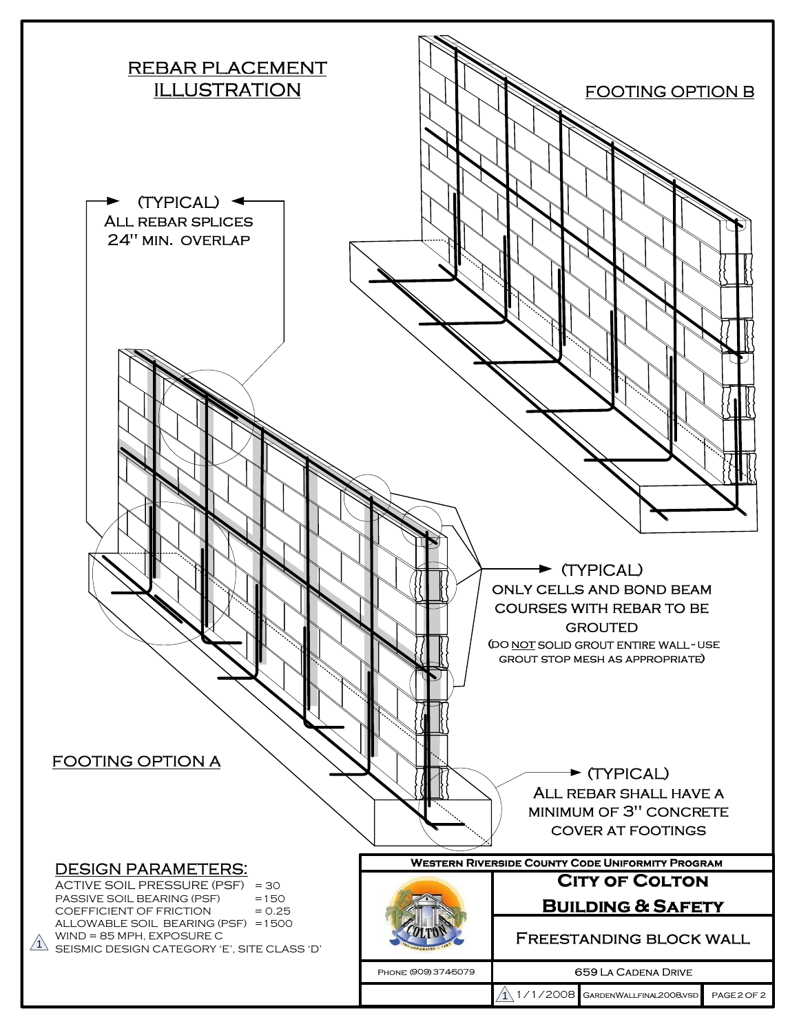# REBAR PLACEMENT ILLUSTRATION

FOOTING OPTION B

(TYPICAL)
ALL REBAR SPLICES
24" MIN. OVERLAP

(TYPICAL)
ONLY CELLS AND BOND BEAM COURSES WITH REBAR TO BE GROUTED
(DO NOT SOLID GROUT ENTIRE WALL - USE GROUT STOP MESH AS APPROPRIATE)

FOOTING OPTION A

(TYPICAL)
ALL REBAR SHALL HAVE A MINIMUM OF 3" CONCRETE COVER AT FOOTINGS

## DESIGN PARAMETERS:

| | |
|---|---|
| ACTIVE SOIL PRESSURE (PSF) | = 30 |
| PASSIVE SOIL BEARING (PSF) | =150 |
| COEFFICIENT OF FRICTION | = 0.25 |
| ALLOWABLE SOIL BEARING (PSF) | =1500 |

WIND = 85 MPH, EXPOSURE C
SEISMIC DESIGN CATEGORY 'E', SITE CLASS 'D'

WESTERN RIVERSIDE COUNTY CODE UNIFORMITY PROGRAM

**CITY OF COLTON**
**BUILDING & SAFETY**

FREESTANDING BLOCK WALL

PHONE (909) 3745079

659 LA CADENA DRIVE

1/1/2008 GARDENWALLFINAL2008.VSD